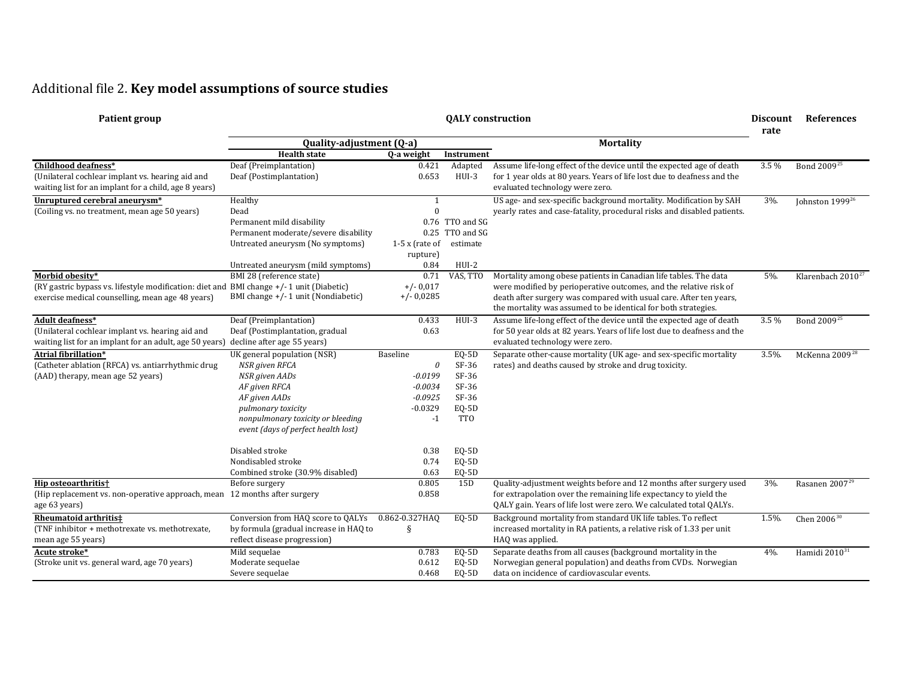Additional file 2. **Key model assumptions of source studies**

| Patient group | QALY construction | | | | Discount rate | References |
|---|---|---|---|---|---|---|
| | Quality-adjustment (Q-a) | | | Mortality | | |
| | Health state | Q-a weight | Instrument | | | |
| **Childhood deafness*** (Unilateral cochlear implant vs. hearing aid and waiting list for an implant for a child, age 8 years) | Deaf (Preimplantation) | 0.421 | Adapted HUI-3 | Assume life-long effect of the device until the expected age of death for 1 year olds at 80 years. Years of life lost due to deafness and the evaluated technology were zero. | 3.5 % | Bond 2009[25] |
| | Deaf (Postimplantation) | 0.653 | | | | |
| **Unruptured cerebral aneurysm*** (Coiling vs. no treatment, mean age 50 years) | Healthy | 1 | | US age- and sex-specific background mortality. Modification by SAH yearly rates and case-fatality, procedural risks and disabled patients. | 3%. | Johnston 1999[26] |
| | Dead | 0 | | | | |
| | Permanent mild disability | 0.76 | TTO and SG | | | |
| | Permanent moderate/severe disability | 0.25 | TTO and SG | | | |
| | Untreated aneurysm (No symptoms) | 1-5 x (rate of rupture) | estimate | | | |
| | Untreated aneurysm (mild symptoms) | 0.84 | HUI-2 | | | |
| **Morbid obesity*** (RY gastric bypass vs. lifestyle modification: diet and exercise medical counselling, mean age 48 years) | BMI 28 (reference state) | 0.71 | VAS, TTO | Mortality among obese patients in Canadian life tables. The data were modified by perioperative outcomes, and the relative risk of death after surgery was compared with usual care. After ten years, the mortality was assumed to be identical for both strategies. | 5%. | Klarenbach 2010[27] |
| | BMI change +/- 1 unit (Diabetic) | +/- 0,017 | | | | |
| | BMI change +/- 1 unit (Nondiabetic) | +/- 0,0285 | | | | |
| **Adult deafness*** (Unilateral cochlear implant vs. hearing aid and waiting list for an implant for an adult, age 50 years) | Deaf (Preimplantation) | 0.433 | HUI-3 | Assume life-long effect of the device until the expected age of death for 50 year olds at 82 years. Years of life lost due to deafness and the evaluated technology were zero. | 3.5 % | Bond 2009[25] |
| | Deaf (Postimplantation, gradual decline after age 55 years) | 0.63 | | | | |
| **Atrial fibrillation*** (Catheter ablation (RFCA) vs. antiarrhythmic drug (AAD) therapy, mean age 52 years) | UK general population (NSR) | Baseline | EQ-5D | Separate other-cause mortality (UK age- and sex-specific mortality rates) and deaths caused by stroke and drug toxicity. | 3.5%. | McKenna 2009[28] |
| | *NSR given RFCA* | *0* | SF-36 | | | |
| | *NSR given AADs* | *-0.0199* | SF-36 | | | |
| | *AF given RFCA* | *-0.0034* | SF-36 | | | |
| | *AF given AADs* | *-0.0925* | SF-36 | | | |
| | *pulmonary toxicity* | -0.0329 | EQ-5D | | | |
| | *nonpulmonary toxicity or bleeding event (days of perfect health lost)* | -1 | TTO | | | |
| | Disabled stroke | 0.38 | EQ-5D | | | |
| | Nondisabled stroke | 0.74 | EQ-5D | | | |
| | Combined stroke (30.9% disabled) | 0.63 | EQ-5D | | | |
| **Hip osteoarthritis†** (Hip replacement vs. non-operative approach, mean age 63 years) | Before surgery | 0.805 | 15D | Quality-adjustment weights before and 12 months after surgery used for extrapolation over the remaining life expectancy to yield the QALY gain. Years of life lost were zero. We calculated total QALYs. | 3%. | Rasanen 2007[29] |
| | 12 months after surgery | 0.858 | | | | |
| **Rheumatoid arthritis‡** (TNF inhibitor + methotrexate vs. methotrexate, mean age 55 years) | Conversion from HAQ score to QALYs by formula (gradual increase in HAQ to reflect disease progression) | 0.862-0.327HAQ § | EQ-5D | Background mortality from standard UK life tables. To reflect increased mortality in RA patients, a relative risk of 1.33 per unit HAQ was applied. | 1.5%. | Chen 2006[30] |
| **Acute stroke*** (Stroke unit vs. general ward, age 70 years) | Mild sequelae | 0.783 | EQ-5D | Separate deaths from all causes (background mortality in the Norwegian general population) and deaths from CVDs. Norwegian data on incidence of cardiovascular events. | 4%. | Hamidi 2010[31] |
| | Moderate sequelae | 0.612 | EQ-5D | | | |
| | Severe sequelae | 0.468 | EQ-5D | | | |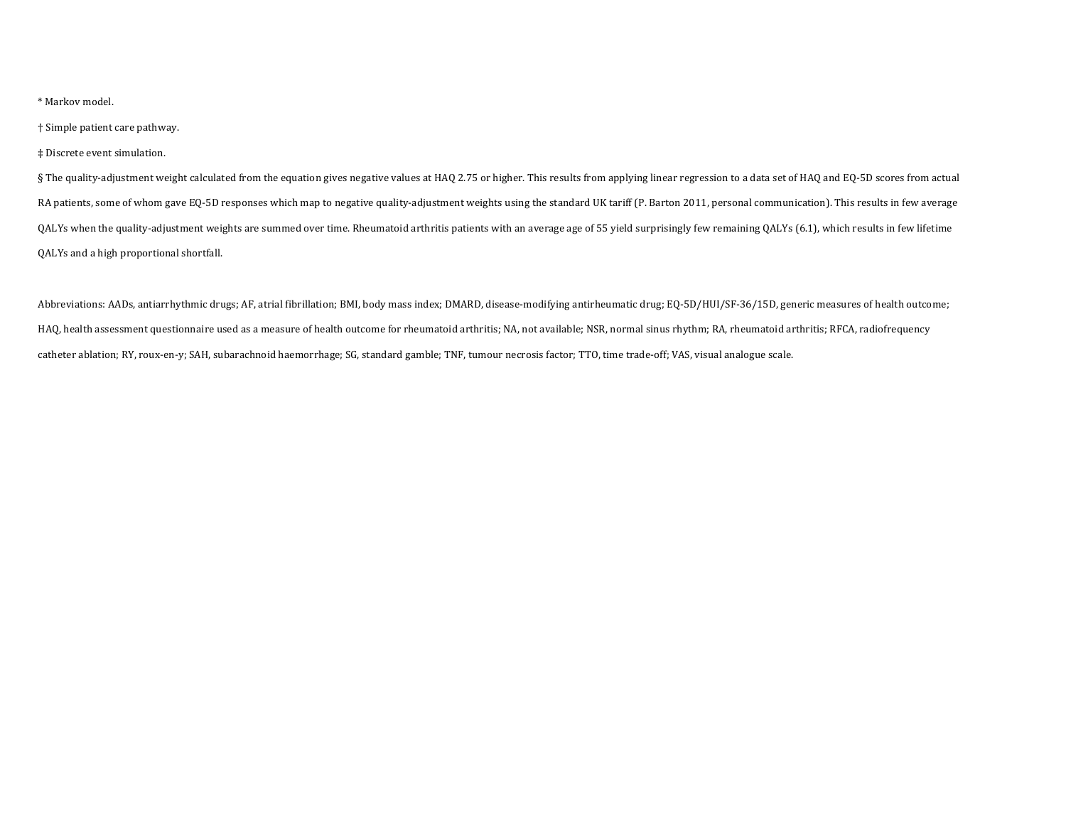* Markov model.

† Simple patient care pathway.

‡ Discrete event simulation.

§ The quality-adjustment weight calculated from the equation gives negative values at HAQ 2.75 or higher. This results from applying linear regression to a data set of HAQ and EQ-5D scores from actual RA patients, some of whom gave EQ-5D responses which map to negative quality-adjustment weights using the standard UK tariff (P. Barton 2011, personal communication). This results in few average QALYs when the quality-adjustment weights are summed over time. Rheumatoid arthritis patients with an average age of 55 yield surprisingly few remaining QALYs (6.1), which results in few lifetime QALYs and a high proportional shortfall.

Abbreviations: AADs, antiarrhythmic drugs; AF, atrial fibrillation; BMI, body mass index; DMARD, disease-modifying antirheumatic drug; EQ-5D/HUI/SF-36/15D, generic measures of health outcome; HAQ, health assessment questionnaire used as a measure of health outcome for rheumatoid arthritis; NA, not available; NSR, normal sinus rhythm; RA, rheumatoid arthritis; RFCA, radiofrequency catheter ablation; RY, roux-en-y; SAH, subarachnoid haemorrhage; SG, standard gamble; TNF, tumour necrosis factor; TTO, time trade-off; VAS, visual analogue scale.